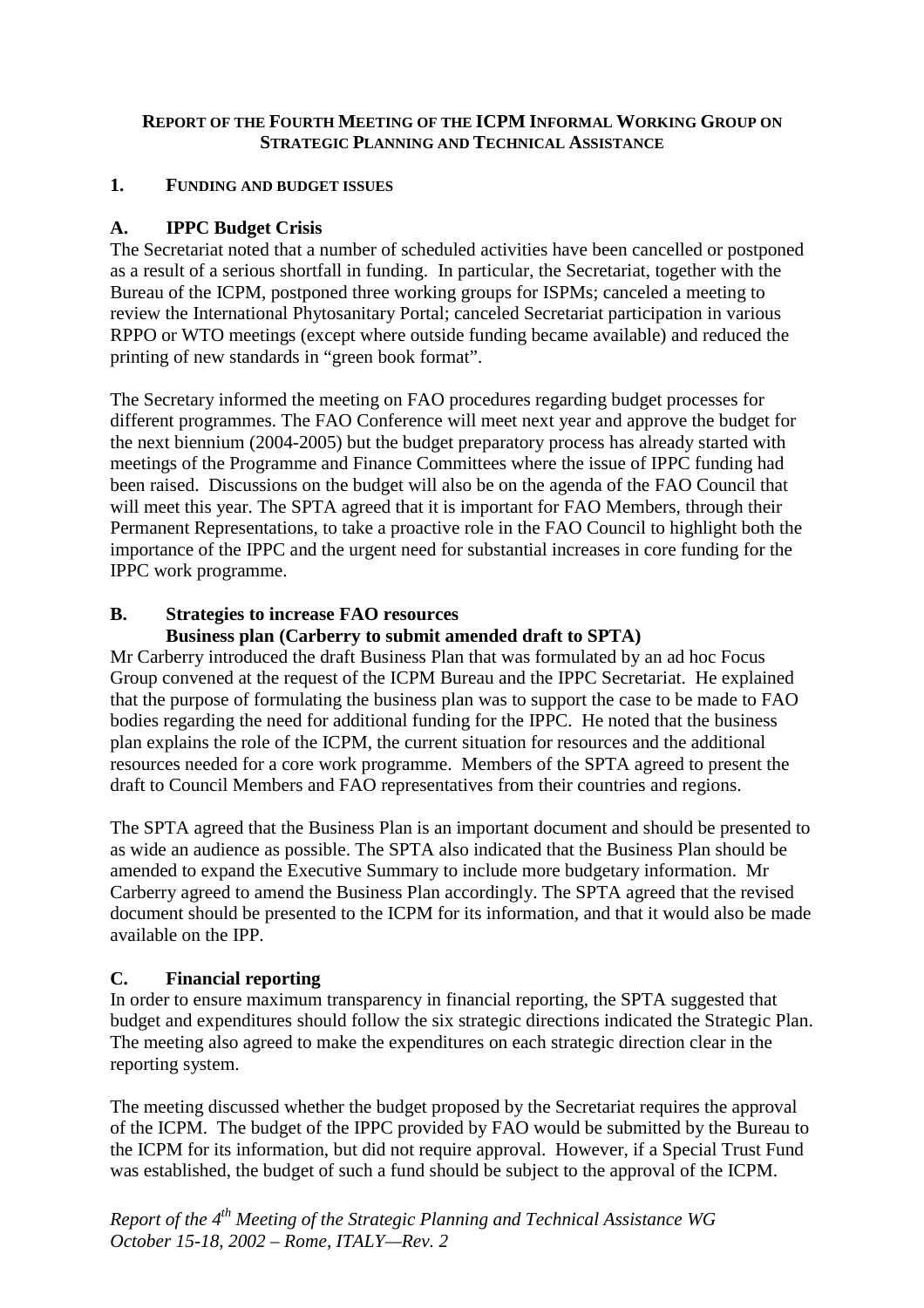# REPORT OF THE FOURTH MEETING OF THE ICPM INFORMAL WORKING GROUP ON STRATEGIC PLANNING AND TECHNICAL ASSISTANCE

## 1. FUNDING AND BUDGET ISSUES

### A. IPPC Budget Crisis

The Secretariat noted that a number of scheduled activities have been cancelled or postponed as a result of a serious shortfall in funding. In particular, the Secretariat, together with the Bureau of the ICPM, postponed three working groups for ISPMs; canceled a meeting to review the International Phytosanitary Portal; canceled Secretariat participation in various RPPO or WTO meetings (except where outside funding became available) and reduced the printing of new standards in "green book format".

The Secretary informed the meeting on FAO procedures regarding budget processes for different programmes. The FAO Conference will meet next year and approve the budget for the next biennium (2004-2005) but the budget preparatory process has already started with meetings of the Programme and Finance Committees where the issue of IPPC funding had been raised. Discussions on the budget will also be on the agenda of the FAO Council that will meet this year. The SPTA agreed that it is important for FAO Members, through their Permanent Representations, to take a proactive role in the FAO Council to highlight both the importance of the IPPC and the urgent need for substantial increases in core funding for the IPPC work programme.

### B. Strategies to increase FAO resources
### Business plan (Carberry to submit amended draft to SPTA)

Mr Carberry introduced the draft Business Plan that was formulated by an ad hoc Focus Group convened at the request of the ICPM Bureau and the IPPC Secretariat. He explained that the purpose of formulating the business plan was to support the case to be made to FAO bodies regarding the need for additional funding for the IPPC. He noted that the business plan explains the role of the ICPM, the current situation for resources and the additional resources needed for a core work programme. Members of the SPTA agreed to present the draft to Council Members and FAO representatives from their countries and regions.

The SPTA agreed that the Business Plan is an important document and should be presented to as wide an audience as possible. The SPTA also indicated that the Business Plan should be amended to expand the Executive Summary to include more budgetary information. Mr Carberry agreed to amend the Business Plan accordingly. The SPTA agreed that the revised document should be presented to the ICPM for its information, and that it would also be made available on the IPP.

### C. Financial reporting

In order to ensure maximum transparency in financial reporting, the SPTA suggested that budget and expenditures should follow the six strategic directions indicated the Strategic Plan. The meeting also agreed to make the expenditures on each strategic direction clear in the reporting system.

The meeting discussed whether the budget proposed by the Secretariat requires the approval of the ICPM. The budget of the IPPC provided by FAO would be submitted by the Bureau to the ICPM for its information, but did not require approval. However, if a Special Trust Fund was established, the budget of such a fund should be subject to the approval of the ICPM.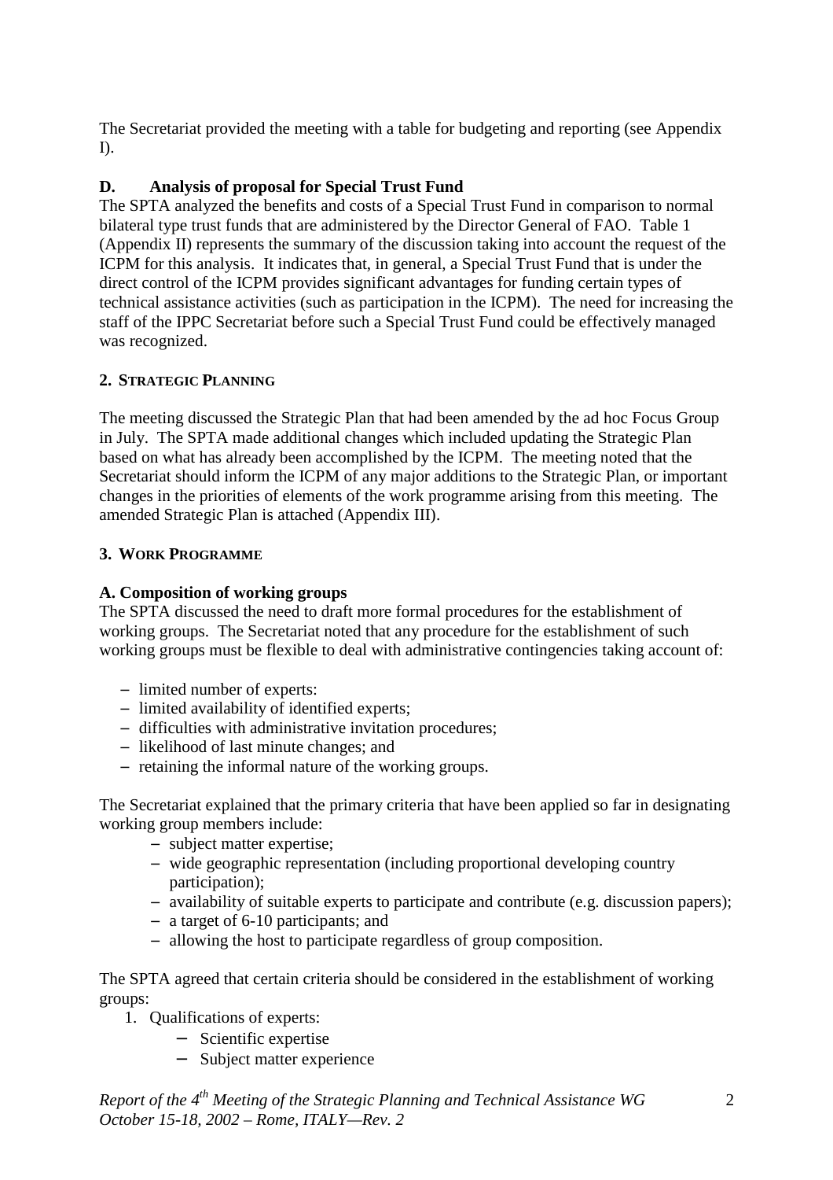The Secretariat provided the meeting with a table for budgeting and reporting (see Appendix I).

### D. Analysis of proposal for Special Trust Fund

The SPTA analyzed the benefits and costs of a Special Trust Fund in comparison to normal bilateral type trust funds that are administered by the Director General of FAO. Table 1 (Appendix II) represents the summary of the discussion taking into account the request of the ICPM for this analysis. It indicates that, in general, a Special Trust Fund that is under the direct control of the ICPM provides significant advantages for funding certain types of technical assistance activities (such as participation in the ICPM). The need for increasing the staff of the IPPC Secretariat before such a Special Trust Fund could be effectively managed was recognized.

## 2. STRATEGIC PLANNING

The meeting discussed the Strategic Plan that had been amended by the ad hoc Focus Group in July. The SPTA made additional changes which included updating the Strategic Plan based on what has already been accomplished by the ICPM. The meeting noted that the Secretariat should inform the ICPM of any major additions to the Strategic Plan, or important changes in the priorities of elements of the work programme arising from this meeting. The amended Strategic Plan is attached (Appendix III).

## 3. WORK PROGRAMME

### A. Composition of working groups

The SPTA discussed the need to draft more formal procedures for the establishment of working groups. The Secretariat noted that any procedure for the establishment of such working groups must be flexible to deal with administrative contingencies taking account of:

- limited number of experts:
- limited availability of identified experts;
- difficulties with administrative invitation procedures;
- likelihood of last minute changes; and
- retaining the informal nature of the working groups.

The Secretariat explained that the primary criteria that have been applied so far in designating working group members include:

- subject matter expertise;
- wide geographic representation (including proportional developing country participation);
- availability of suitable experts to participate and contribute (e.g. discussion papers);
- a target of 6-10 participants; and
- allowing the host to participate regardless of group composition.

The SPTA agreed that certain criteria should be considered in the establishment of working groups:

1. Qualifications of experts:
   - Scientific expertise
   - Subject matter experience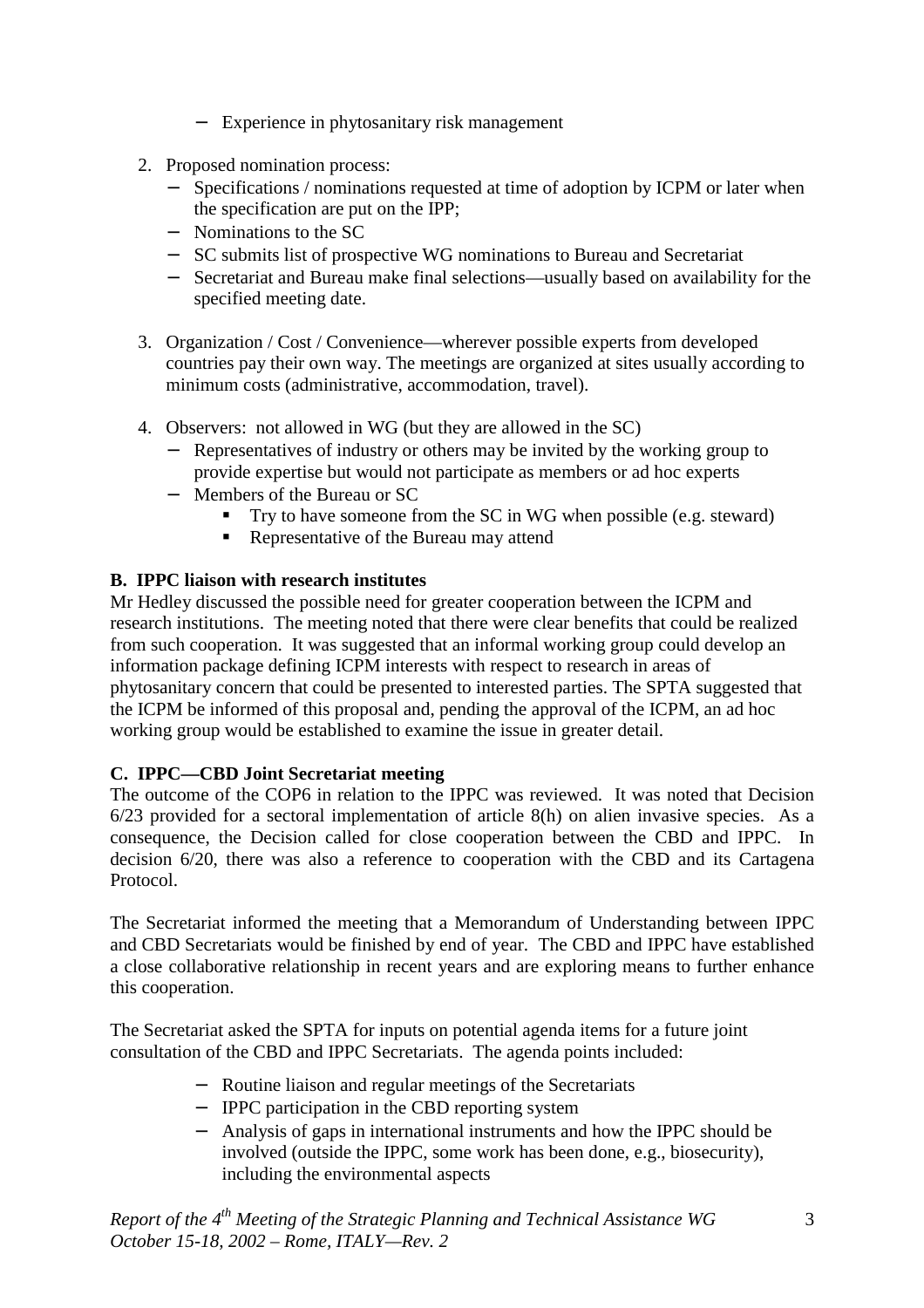- Experience in phytosanitary risk management

2. Proposed nomination process:
   - Specifications / nominations requested at time of adoption by ICPM or later when the specification are put on the IPP;
   - Nominations to the SC
   - SC submits list of prospective WG nominations to Bureau and Secretariat
   - Secretariat and Bureau make final selections—usually based on availability for the specified meeting date.

3. Organization / Cost / Convenience—wherever possible experts from developed countries pay their own way. The meetings are organized at sites usually according to minimum costs (administrative, accommodation, travel).

4. Observers: not allowed in WG (but they are allowed in the SC)
   - Representatives of industry or others may be invited by the working group to provide expertise but would not participate as members or ad hoc experts
   - Members of the Bureau or SC
     - Try to have someone from the SC in WG when possible (e.g. steward)
     - Representative of the Bureau may attend

**B. IPPC liaison with research institutes**

Mr Hedley discussed the possible need for greater cooperation between the ICPM and research institutions. The meeting noted that there were clear benefits that could be realized from such cooperation. It was suggested that an informal working group could develop an information package defining ICPM interests with respect to research in areas of phytosanitary concern that could be presented to interested parties. The SPTA suggested that the ICPM be informed of this proposal and, pending the approval of the ICPM, an ad hoc working group would be established to examine the issue in greater detail.

**C. IPPC—CBD Joint Secretariat meeting**

The outcome of the COP6 in relation to the IPPC was reviewed. It was noted that Decision 6/23 provided for a sectoral implementation of article 8(h) on alien invasive species. As a consequence, the Decision called for close cooperation between the CBD and IPPC. In decision 6/20, there was also a reference to cooperation with the CBD and its Cartagena Protocol.

The Secretariat informed the meeting that a Memorandum of Understanding between IPPC and CBD Secretariats would be finished by end of year. The CBD and IPPC have established a close collaborative relationship in recent years and are exploring means to further enhance this cooperation.

The Secretariat asked the SPTA for inputs on potential agenda items for a future joint consultation of the CBD and IPPC Secretariats. The agenda points included:

- Routine liaison and regular meetings of the Secretariats
- IPPC participation in the CBD reporting system
- Analysis of gaps in international instruments and how the IPPC should be involved (outside the IPPC, some work has been done, e.g., biosecurity), including the environmental aspects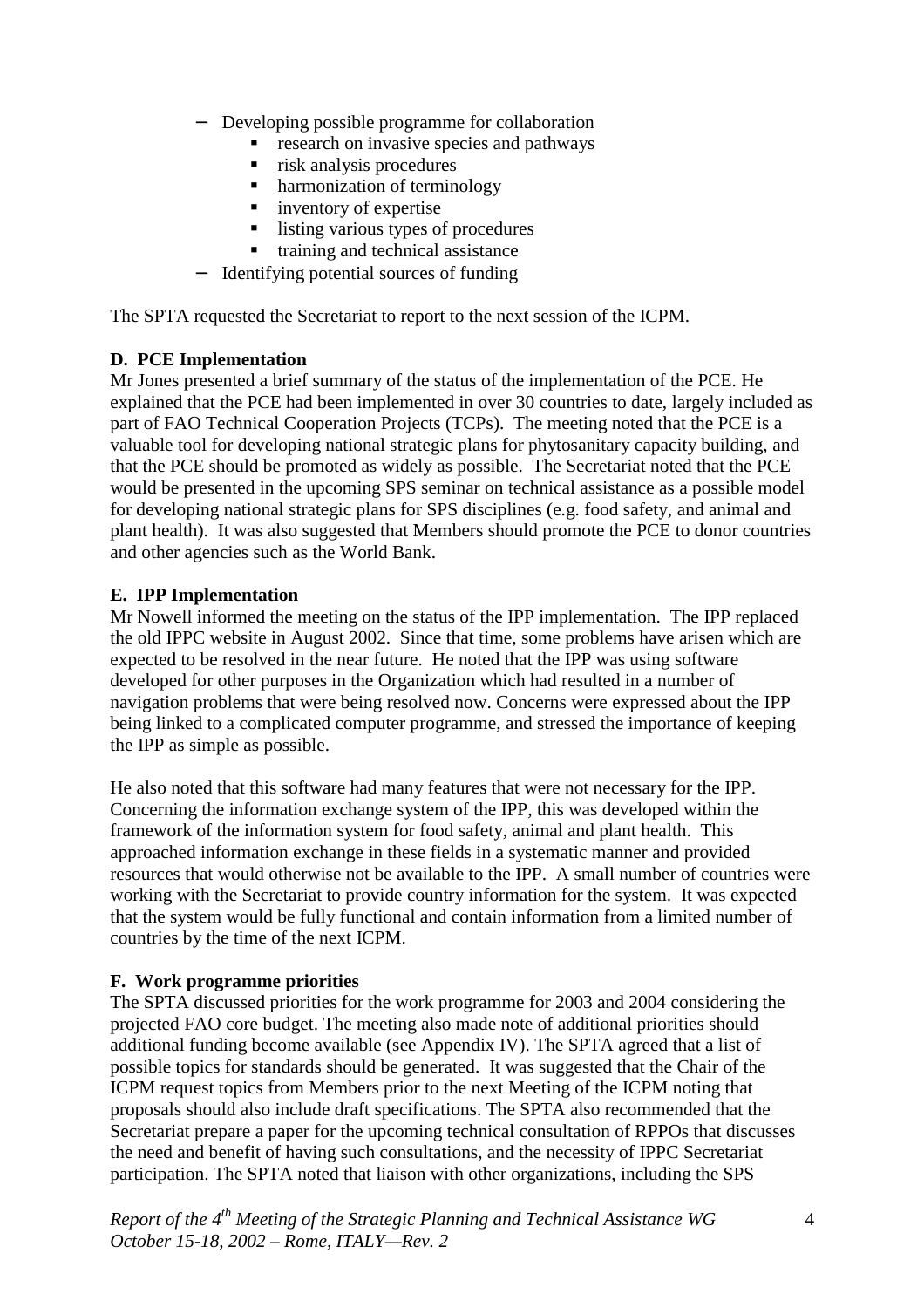- Developing possible programme for collaboration
  - research on invasive species and pathways
  - risk analysis procedures
  - harmonization of terminology
  - inventory of expertise
  - listing various types of procedures
  - training and technical assistance
- Identifying potential sources of funding

The SPTA requested the Secretariat to report to the next session of the ICPM.

**D. PCE Implementation**

Mr Jones presented a brief summary of the status of the implementation of the PCE. He explained that the PCE had been implemented in over 30 countries to date, largely included as part of FAO Technical Cooperation Projects (TCPs). The meeting noted that the PCE is a valuable tool for developing national strategic plans for phytosanitary capacity building, and that the PCE should be promoted as widely as possible. The Secretariat noted that the PCE would be presented in the upcoming SPS seminar on technical assistance as a possible model for developing national strategic plans for SPS disciplines (e.g. food safety, and animal and plant health). It was also suggested that Members should promote the PCE to donor countries and other agencies such as the World Bank.

**E. IPP Implementation**

Mr Nowell informed the meeting on the status of the IPP implementation. The IPP replaced the old IPPC website in August 2002. Since that time, some problems have arisen which are expected to be resolved in the near future. He noted that the IPP was using software developed for other purposes in the Organization which had resulted in a number of navigation problems that were being resolved now. Concerns were expressed about the IPP being linked to a complicated computer programme, and stressed the importance of keeping the IPP as simple as possible.

He also noted that this software had many features that were not necessary for the IPP. Concerning the information exchange system of the IPP, this was developed within the framework of the information system for food safety, animal and plant health. This approached information exchange in these fields in a systematic manner and provided resources that would otherwise not be available to the IPP. A small number of countries were working with the Secretariat to provide country information for the system. It was expected that the system would be fully functional and contain information from a limited number of countries by the time of the next ICPM.

**F. Work programme priorities**

The SPTA discussed priorities for the work programme for 2003 and 2004 considering the projected FAO core budget. The meeting also made note of additional priorities should additional funding become available (see Appendix IV). The SPTA agreed that a list of possible topics for standards should be generated. It was suggested that the Chair of the ICPM request topics from Members prior to the next Meeting of the ICPM noting that proposals should also include draft specifications. The SPTA also recommended that the Secretariat prepare a paper for the upcoming technical consultation of RPPOs that discusses the need and benefit of having such consultations, and the necessity of IPPC Secretariat participation. The SPTA noted that liaison with other organizations, including the SPS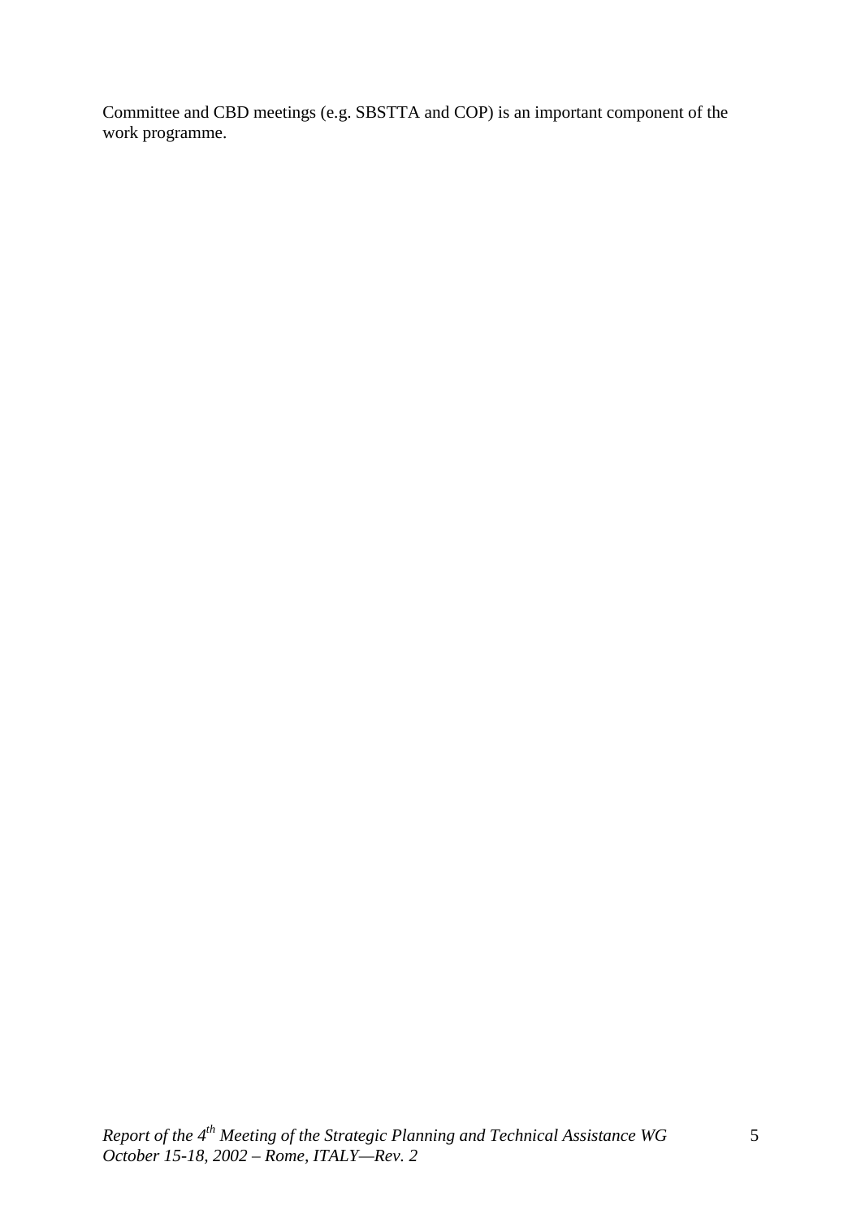Committee and CBD meetings (e.g. SBSTTA and COP) is an important component of the work programme.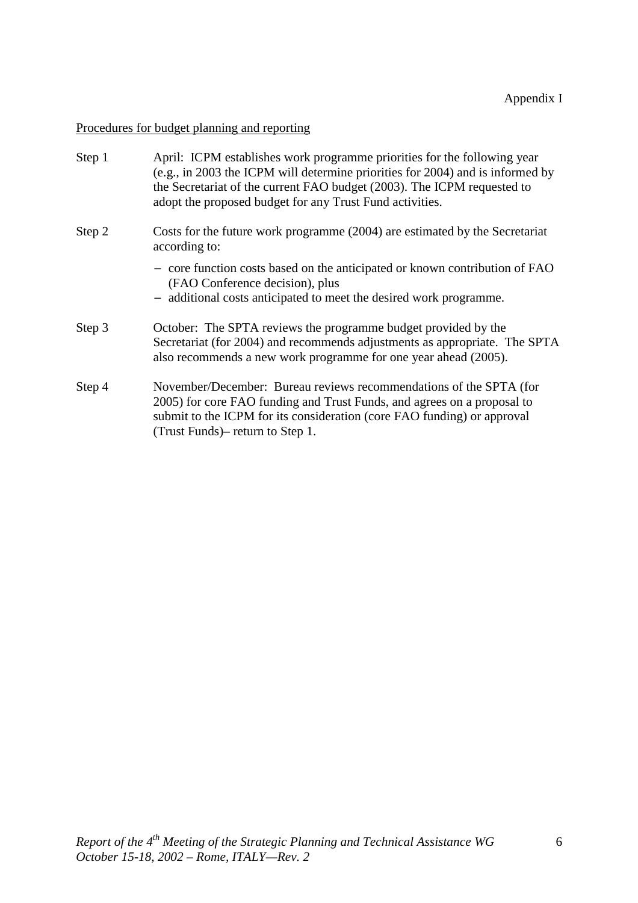Appendix I

Procedures for budget planning and reporting

| | |
|---|---|
| Step 1 | April: ICPM establishes work programme priorities for the following year (e.g., in 2003 the ICPM will determine priorities for 2004) and is informed by the Secretariat of the current FAO budget (2003). The ICPM requested to adopt the proposed budget for any Trust Fund activities. |
| Step 2 | Costs for the future work programme (2004) are estimated by the Secretariat according to:<br>– core function costs based on the anticipated or known contribution of FAO (FAO Conference decision), plus<br>– additional costs anticipated to meet the desired work programme. |
| Step 3 | October: The SPTA reviews the programme budget provided by the Secretariat (for 2004) and recommends adjustments as appropriate. The SPTA also recommends a new work programme for one year ahead (2005). |
| Step 4 | November/December: Bureau reviews recommendations of the SPTA (for 2005) for core FAO funding and Trust Funds, and agrees on a proposal to submit to the ICPM for its consideration (core FAO funding) or approval (Trust Funds)– return to Step 1. |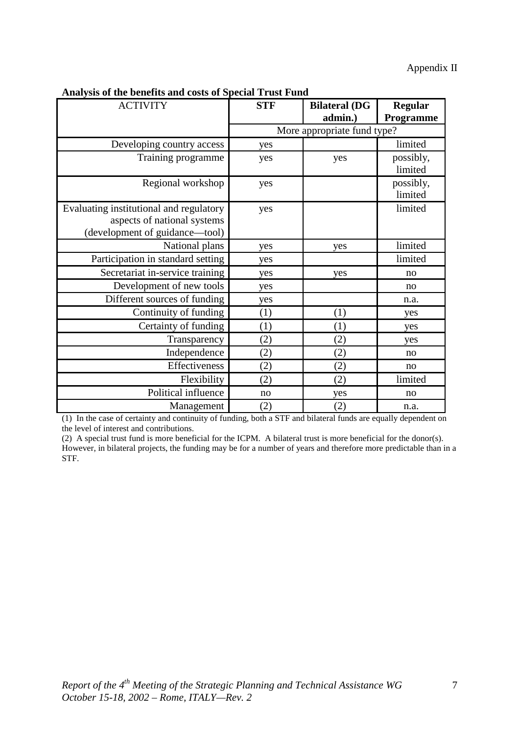Appendix II

**Analysis of the benefits and costs of Special Trust Fund**

| ACTIVITY | **STF** | **Bilateral (DG admin.)** | **Regular Programme** |
|---|---|---|---|
| | More appropriate fund type? | | |
| Developing country access | yes | | limited |
| Training programme | yes | yes | possibly, limited |
| Regional workshop | yes | | possibly, limited |
| Evaluating institutional and regulatory aspects of national systems (development of guidance—tool) | yes | | limited |
| National plans | yes | yes | limited |
| Participation in standard setting | yes | | limited |
| Secretariat in-service training | yes | yes | no |
| Development of new tools | yes | | no |
| Different sources of funding | yes | | n.a. |
| Continuity of funding | (1) | (1) | yes |
| Certainty of funding | (1) | (1) | yes |
| Transparency | (2) | (2) | yes |
| Independence | (2) | (2) | no |
| Effectiveness | (2) | (2) | no |
| Flexibility | (2) | (2) | limited |
| Political influence | no | yes | no |
| Management | (2) | (2) | n.a. |

(1) In the case of certainty and continuity of funding, both a STF and bilateral funds are equally dependent on the level of interest and contributions.

(2) A special trust fund is more beneficial for the ICPM. A bilateral trust is more beneficial for the donor(s). However, in bilateral projects, the funding may be for a number of years and therefore more predictable than in a STF.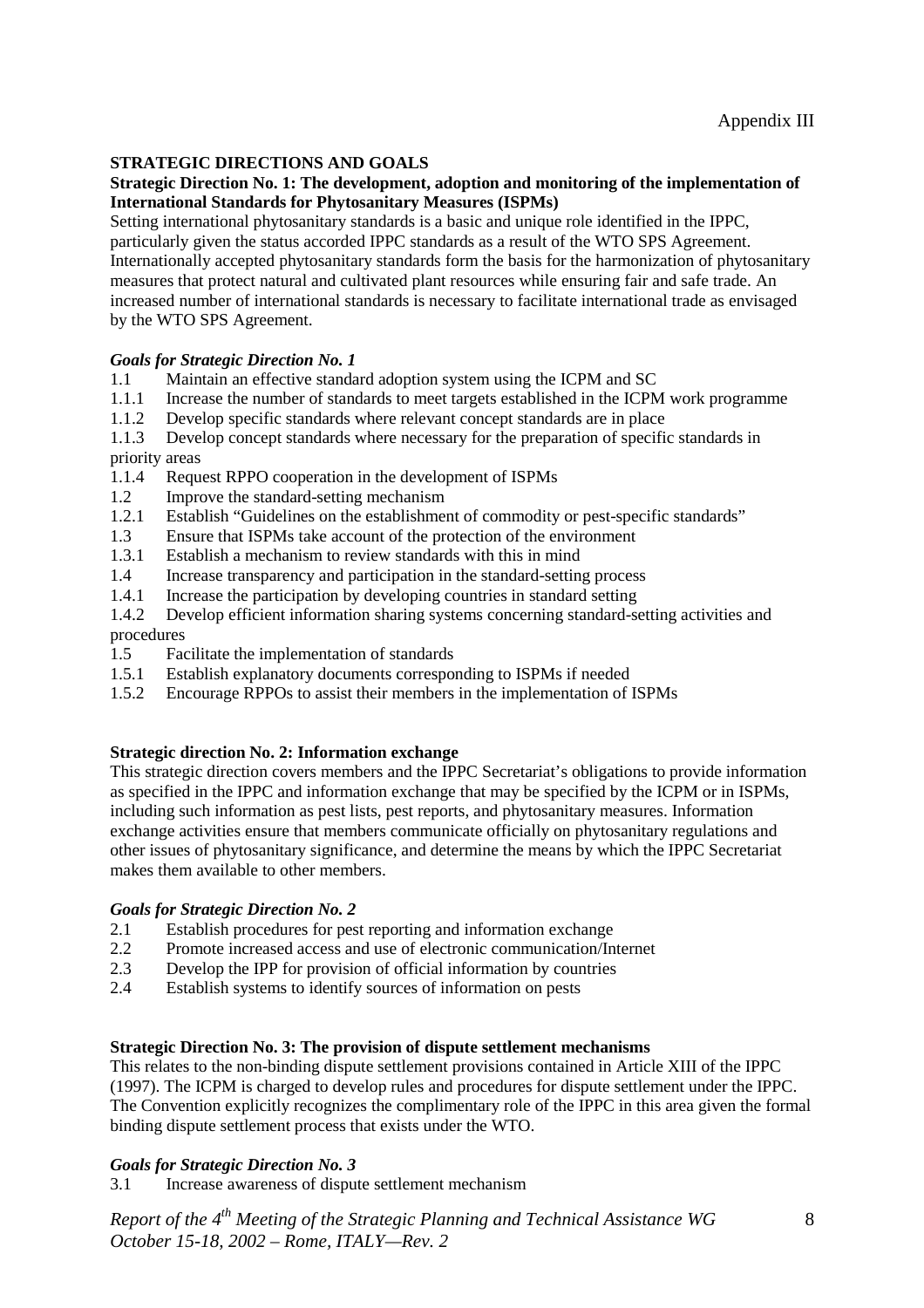Appendix III

**STRATEGIC DIRECTIONS AND GOALS**

**Strategic Direction No. 1: The development, adoption and monitoring of the implementation of International Standards for Phytosanitary Measures (ISPMs)**

Setting international phytosanitary standards is a basic and unique role identified in the IPPC, particularly given the status accorded IPPC standards as a result of the WTO SPS Agreement. Internationally accepted phytosanitary standards form the basis for the harmonization of phytosanitary measures that protect natural and cultivated plant resources while ensuring fair and safe trade. An increased number of international standards is necessary to facilitate international trade as envisaged by the WTO SPS Agreement.

***Goals for Strategic Direction No. 1***

1.1 Maintain an effective standard adoption system using the ICPM and SC
1.1.1 Increase the number of standards to meet targets established in the ICPM work programme
1.1.2 Develop specific standards where relevant concept standards are in place
1.1.3 Develop concept standards where necessary for the preparation of specific standards in priority areas
1.1.4 Request RPPO cooperation in the development of ISPMs
1.2 Improve the standard-setting mechanism
1.2.1 Establish "Guidelines on the establishment of commodity or pest-specific standards"
1.3 Ensure that ISPMs take account of the protection of the environment
1.3.1 Establish a mechanism to review standards with this in mind
1.4 Increase transparency and participation in the standard-setting process
1.4.1 Increase the participation by developing countries in standard setting
1.4.2 Develop efficient information sharing systems concerning standard-setting activities and procedures
1.5 Facilitate the implementation of standards
1.5.1 Establish explanatory documents corresponding to ISPMs if needed
1.5.2 Encourage RPPOs to assist their members in the implementation of ISPMs

**Strategic direction No. 2: Information exchange**

This strategic direction covers members and the IPPC Secretariat's obligations to provide information as specified in the IPPC and information exchange that may be specified by the ICPM or in ISPMs, including such information as pest lists, pest reports, and phytosanitary measures. Information exchange activities ensure that members communicate officially on phytosanitary regulations and other issues of phytosanitary significance, and determine the means by which the IPPC Secretariat makes them available to other members.

***Goals for Strategic Direction No. 2***

2.1 Establish procedures for pest reporting and information exchange
2.2 Promote increased access and use of electronic communication/Internet
2.3 Develop the IPP for provision of official information by countries
2.4 Establish systems to identify sources of information on pests

**Strategic Direction No. 3: The provision of dispute settlement mechanisms**

This relates to the non-binding dispute settlement provisions contained in Article XIII of the IPPC (1997). The ICPM is charged to develop rules and procedures for dispute settlement under the IPPC. The Convention explicitly recognizes the complimentary role of the IPPC in this area given the formal binding dispute settlement process that exists under the WTO.

***Goals for Strategic Direction No. 3***

3.1 Increase awareness of dispute settlement mechanism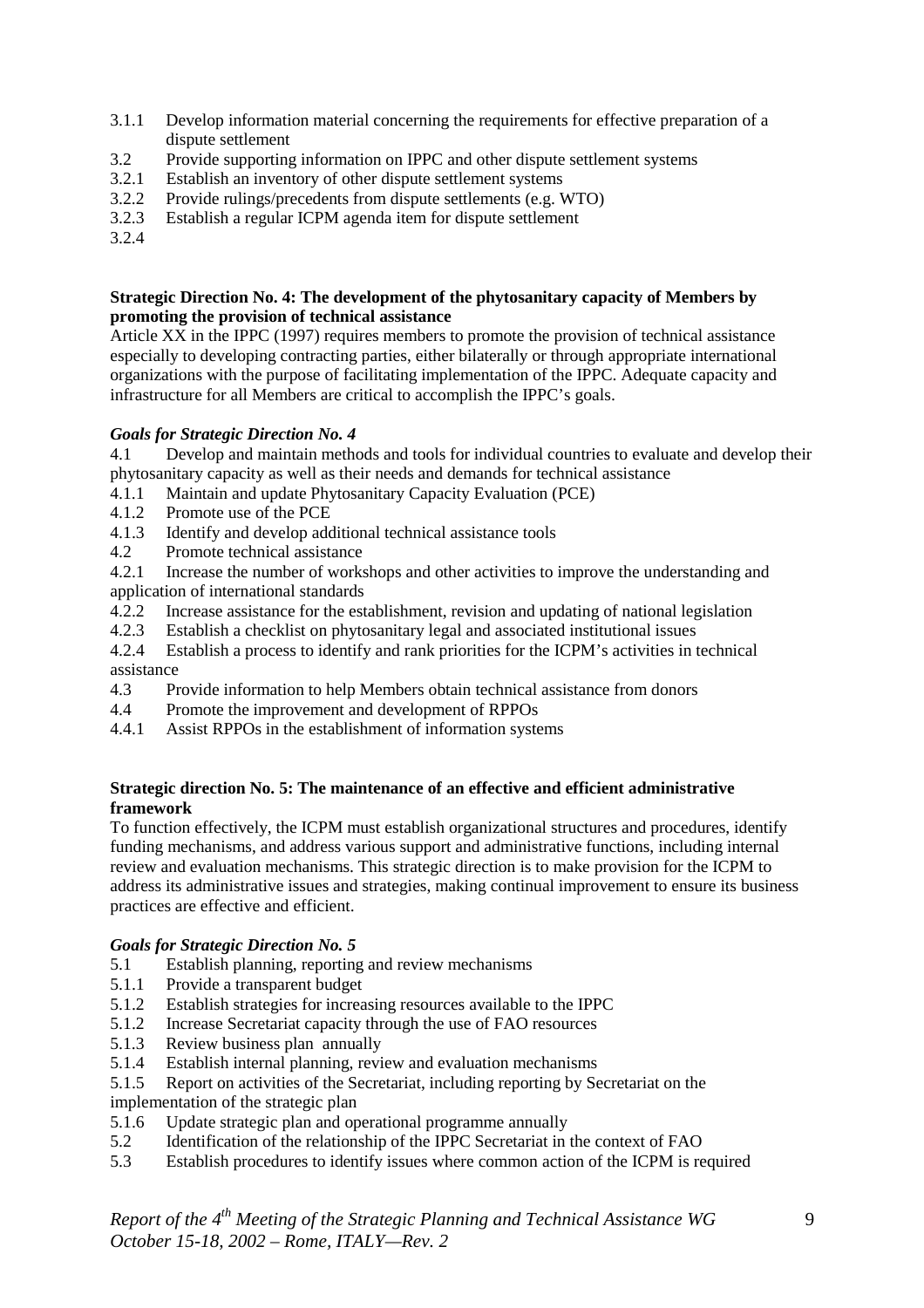3.1.1 Develop information material concerning the requirements for effective preparation of a dispute settlement
3.2 Provide supporting information on IPPC and other dispute settlement systems
3.2.1 Establish an inventory of other dispute settlement systems
3.2.2 Provide rulings/precedents from dispute settlements (e.g. WTO)
3.2.3 Establish a regular ICPM agenda item for dispute settlement
3.2.4

**Strategic Direction No. 4: The development of the phytosanitary capacity of Members by promoting the provision of technical assistance**

Article XX in the IPPC (1997) requires members to promote the provision of technical assistance especially to developing contracting parties, either bilaterally or through appropriate international organizations with the purpose of facilitating implementation of the IPPC. Adequate capacity and infrastructure for all Members are critical to accomplish the IPPC's goals.

***Goals for Strategic Direction No. 4***

4.1 Develop and maintain methods and tools for individual countries to evaluate and develop their phytosanitary capacity as well as their needs and demands for technical assistance
4.1.1 Maintain and update Phytosanitary Capacity Evaluation (PCE)
4.1.2 Promote use of the PCE
4.1.3 Identify and develop additional technical assistance tools
4.2 Promote technical assistance
4.2.1 Increase the number of workshops and other activities to improve the understanding and application of international standards
4.2.2 Increase assistance for the establishment, revision and updating of national legislation
4.2.3 Establish a checklist on phytosanitary legal and associated institutional issues
4.2.4 Establish a process to identify and rank priorities for the ICPM's activities in technical assistance
4.3 Provide information to help Members obtain technical assistance from donors
4.4 Promote the improvement and development of RPPOs
4.4.1 Assist RPPOs in the establishment of information systems

**Strategic direction No. 5: The maintenance of an effective and efficient administrative framework**

To function effectively, the ICPM must establish organizational structures and procedures, identify funding mechanisms, and address various support and administrative functions, including internal review and evaluation mechanisms. This strategic direction is to make provision for the ICPM to address its administrative issues and strategies, making continual improvement to ensure its business practices are effective and efficient.

***Goals for Strategic Direction No. 5***

5.1 Establish planning, reporting and review mechanisms
5.1.1 Provide a transparent budget
5.1.2 Establish strategies for increasing resources available to the IPPC
5.1.2 Increase Secretariat capacity through the use of FAO resources
5.1.3 Review business plan annually
5.1.4 Establish internal planning, review and evaluation mechanisms
5.1.5 Report on activities of the Secretariat, including reporting by Secretariat on the implementation of the strategic plan
5.1.6 Update strategic plan and operational programme annually
5.2 Identification of the relationship of the IPPC Secretariat in the context of FAO
5.3 Establish procedures to identify issues where common action of the ICPM is required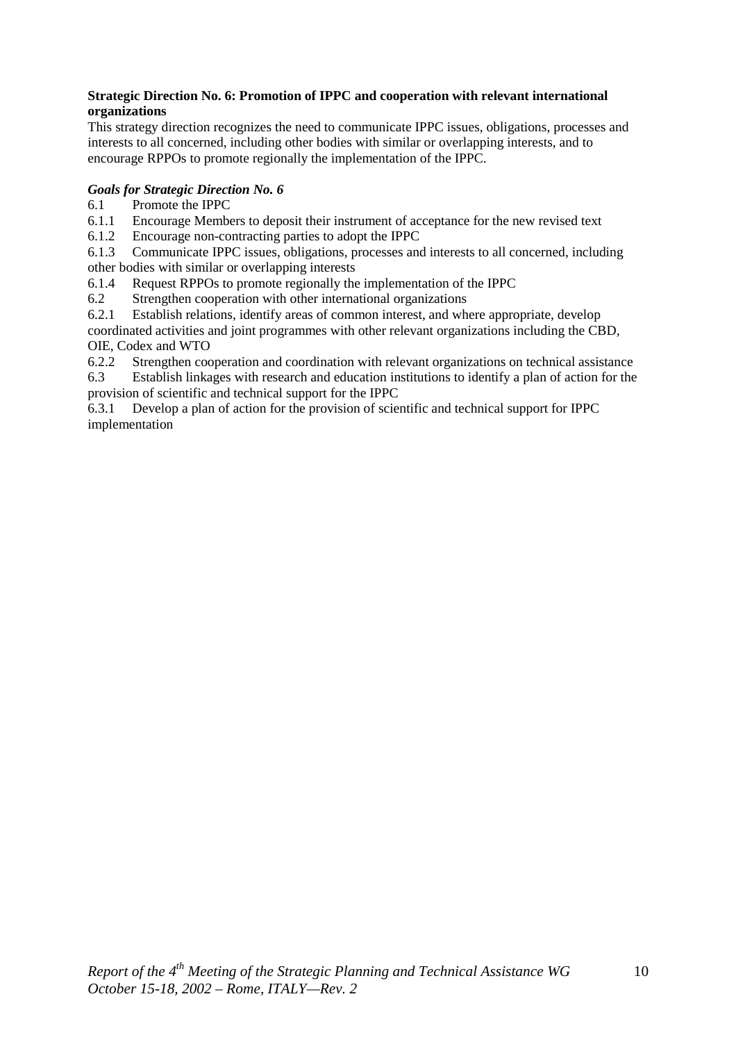**Strategic Direction No. 6: Promotion of IPPC and cooperation with relevant international organizations**

This strategy direction recognizes the need to communicate IPPC issues, obligations, processes and interests to all concerned, including other bodies with similar or overlapping interests, and to encourage RPPOs to promote regionally the implementation of the IPPC.

***Goals for Strategic Direction No. 6***

6.1 Promote the IPPC

6.1.1 Encourage Members to deposit their instrument of acceptance for the new revised text

6.1.2 Encourage non-contracting parties to adopt the IPPC

6.1.3 Communicate IPPC issues, obligations, processes and interests to all concerned, including other bodies with similar or overlapping interests

6.1.4 Request RPPOs to promote regionally the implementation of the IPPC

6.2 Strengthen cooperation with other international organizations

6.2.1 Establish relations, identify areas of common interest, and where appropriate, develop coordinated activities and joint programmes with other relevant organizations including the CBD, OIE, Codex and WTO

6.2.2 Strengthen cooperation and coordination with relevant organizations on technical assistance

6.3 Establish linkages with research and education institutions to identify a plan of action for the provision of scientific and technical support for the IPPC

6.3.1 Develop a plan of action for the provision of scientific and technical support for IPPC implementation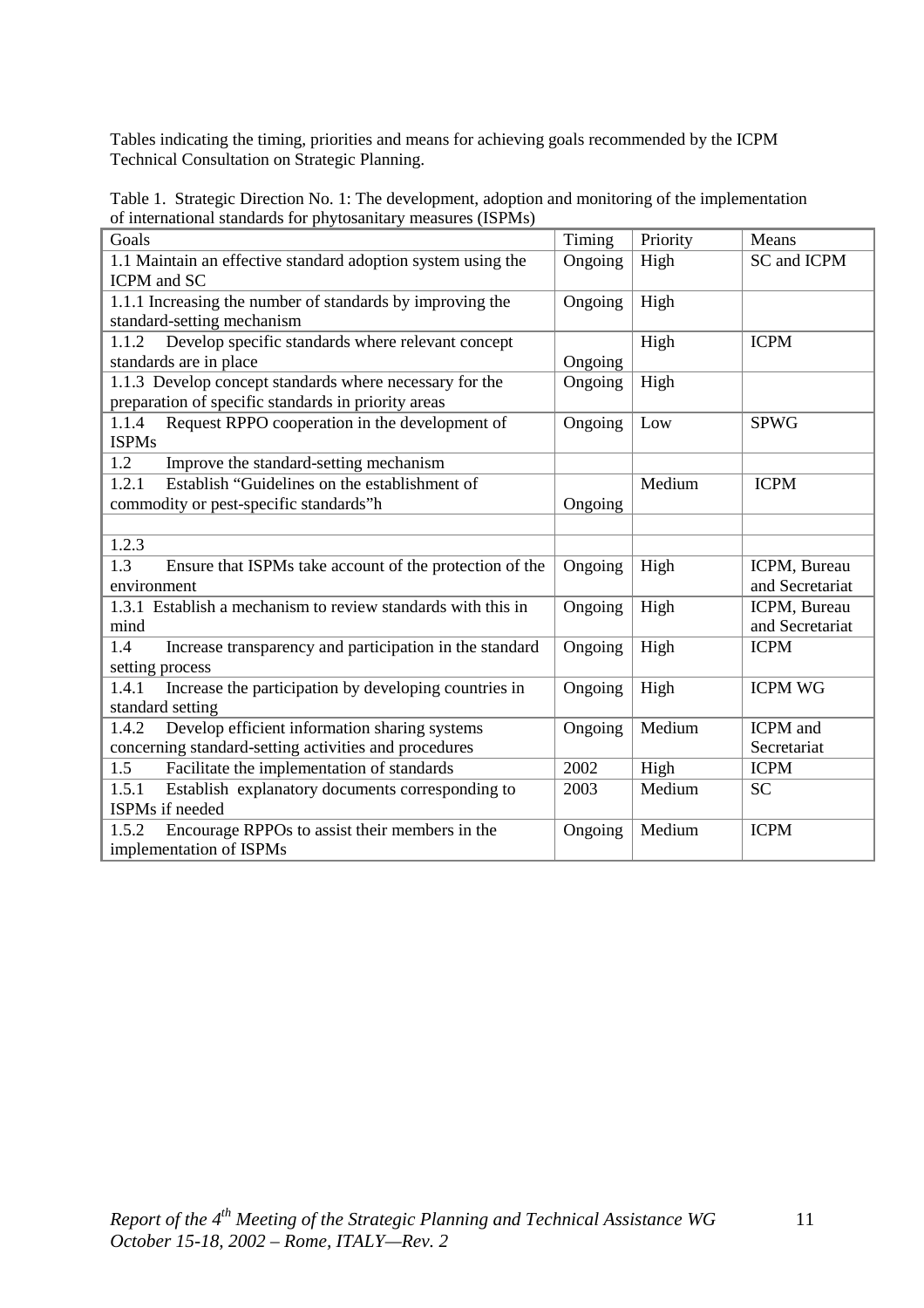Tables indicating the timing, priorities and means for achieving goals recommended by the ICPM Technical Consultation on Strategic Planning.

Table 1. Strategic Direction No. 1: The development, adoption and monitoring of the implementation of international standards for phytosanitary measures (ISPMs)

| Goals | Timing | Priority | Means |
|---|---|---|---|
| 1.1 Maintain an effective standard adoption system using the ICPM and SC | Ongoing | High | SC and ICPM |
| 1.1.1 Increasing the number of standards by improving the standard-setting mechanism | Ongoing | High | |
| 1.1.2 Develop specific standards where relevant concept standards are in place | Ongoing | High | ICPM |
| 1.1.3 Develop concept standards where necessary for the preparation of specific standards in priority areas | Ongoing | High | |
| 1.1.4 Request RPPO cooperation in the development of ISPMs | Ongoing | Low | SPWG |
| 1.2 Improve the standard-setting mechanism | | | |
| 1.2.1 Establish “Guidelines on the establishment of commodity or pest-specific standards”h | Ongoing | Medium | ICPM |
| | | | |
| 1.2.3 | | | |
| 1.3 Ensure that ISPMs take account of the protection of the environment | Ongoing | High | ICPM, Bureau and Secretariat |
| 1.3.1 Establish a mechanism to review standards with this in mind | Ongoing | High | ICPM, Bureau and Secretariat |
| 1.4 Increase transparency and participation in the standard setting process | Ongoing | High | ICPM |
| 1.4.1 Increase the participation by developing countries in standard setting | Ongoing | High | ICPM WG |
| 1.4.2 Develop efficient information sharing systems concerning standard-setting activities and procedures | Ongoing | Medium | ICPM and Secretariat |
| 1.5 Facilitate the implementation of standards | 2002 | High | ICPM |
| 1.5.1 Establish explanatory documents corresponding to ISPMs if needed | 2003 | Medium | SC |
| 1.5.2 Encourage RPPOs to assist their members in the implementation of ISPMs | Ongoing | Medium | ICPM |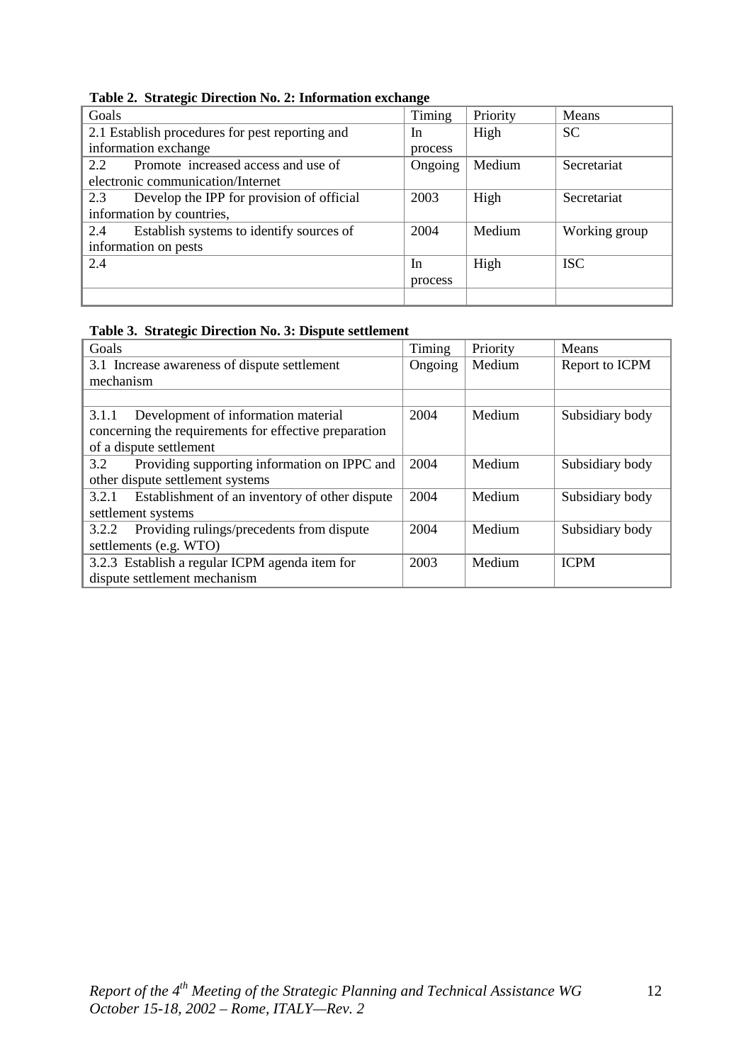**Table 2. Strategic Direction No. 2: Information exchange**

| Goals | Timing | Priority | Means |
|---|---|---|---|
| 2.1 Establish procedures for pest reporting and information exchange | In process | High | SC |
| 2.2 Promote increased access and use of electronic communication/Internet | Ongoing | Medium | Secretariat |
| 2.3 Develop the IPP for provision of official information by countries, | 2003 | High | Secretariat |
| 2.4 Establish systems to identify sources of information on pests | 2004 | Medium | Working group |
| 2.4 | In process | High | ISC |
| | | | |

**Table 3. Strategic Direction No. 3: Dispute settlement**

| Goals | Timing | Priority | Means |
|---|---|---|---|
| 3.1 Increase awareness of dispute settlement mechanism | Ongoing | Medium | Report to ICPM |
| | | | |
| 3.1.1 Development of information material concerning the requirements for effective preparation of a dispute settlement | 2004 | Medium | Subsidiary body |
| 3.2 Providing supporting information on IPPC and other dispute settlement systems | 2004 | Medium | Subsidiary body |
| 3.2.1 Establishment of an inventory of other dispute settlement systems | 2004 | Medium | Subsidiary body |
| 3.2.2 Providing rulings/precedents from dispute settlements (e.g. WTO) | 2004 | Medium | Subsidiary body |
| 3.2.3 Establish a regular ICPM agenda item for dispute settlement mechanism | 2003 | Medium | ICPM |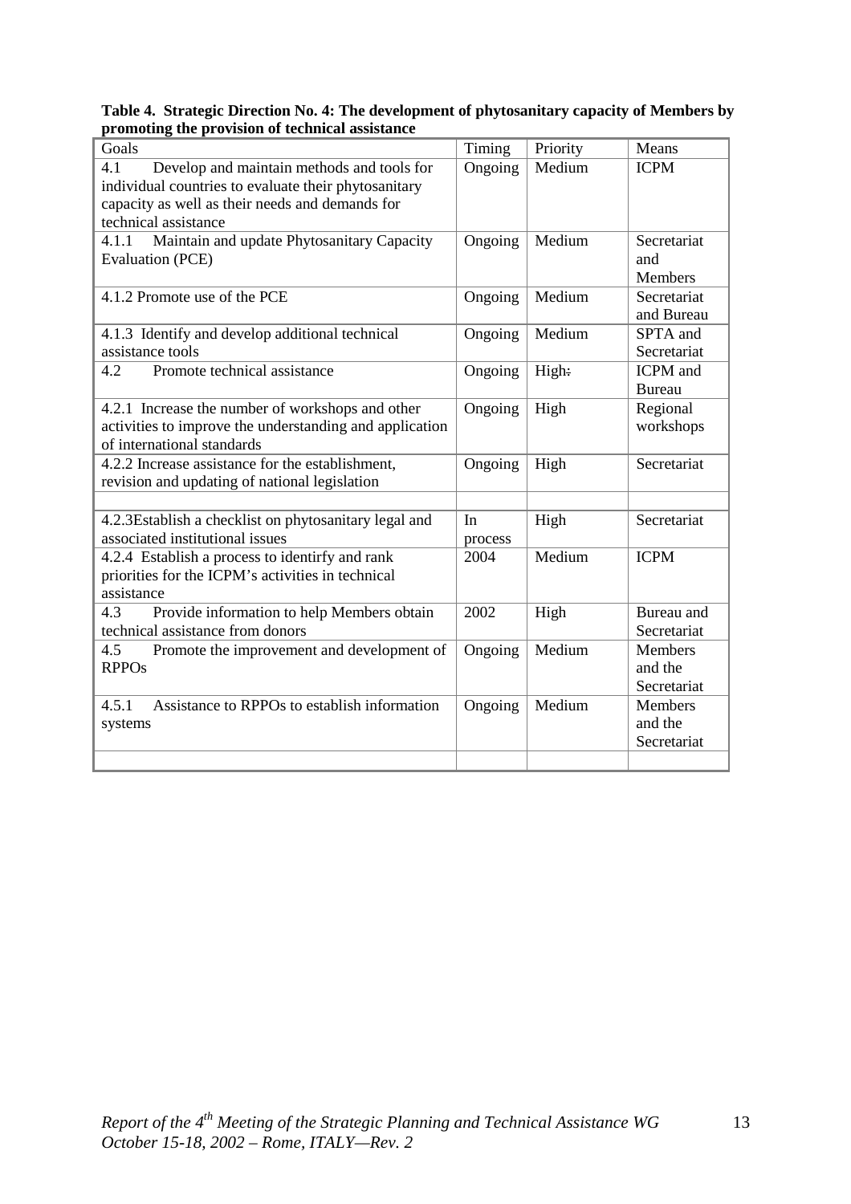**Table 4. Strategic Direction No. 4: The development of phytosanitary capacity of Members by promoting the provision of technical assistance**

| Goals | Timing | Priority | Means |
|---|---|---|---|
| 4.1 Develop and maintain methods and tools for individual countries to evaluate their phytosanitary capacity as well as their needs and demands for technical assistance | Ongoing | Medium | ICPM |
| 4.1.1 Maintain and update Phytosanitary Capacity Evaluation (PCE) | Ongoing | Medium | Secretariat and Members |
| 4.1.2 Promote use of the PCE | Ongoing | Medium | Secretariat and Bureau |
| 4.1.3 Identify and develop additional technical assistance tools | Ongoing | Medium | SPTA and Secretariat |
| 4.2 Promote technical assistance | Ongoing | High. | ICPM and Bureau |
| 4.2.1 Increase the number of workshops and other activities to improve the understanding and application of international standards | Ongoing | High | Regional workshops |
| 4.2.2 Increase assistance for the establishment, revision and updating of national legislation | Ongoing | High | Secretariat |
| | | | |
| 4.2.3Establish a checklist on phytosanitary legal and associated institutional issues | In process | High | Secretariat |
| 4.2.4 Establish a process to identirfy and rank priorities for the ICPM's activities in technical assistance | 2004 | Medium | ICPM |
| 4.3 Provide information to help Members obtain technical assistance from donors | 2002 | High | Bureau and Secretariat |
| 4.5 Promote the improvement and development of RPPOs | Ongoing | Medium | Members and the Secretariat |
| 4.5.1 Assistance to RPPOs to establish information systems | Ongoing | Medium | Members and the Secretariat |
| | | | |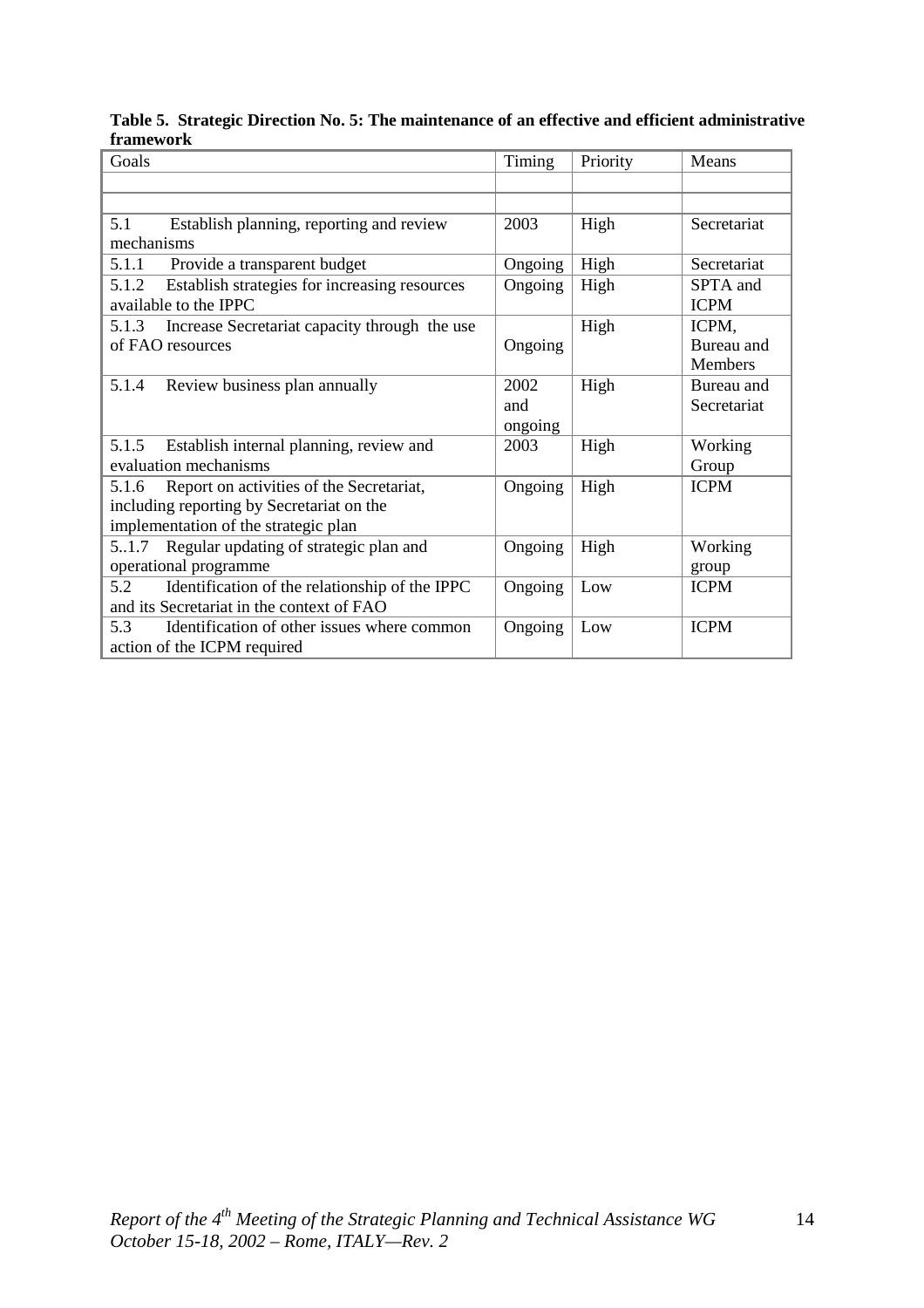**Table 5. Strategic Direction No. 5: The maintenance of an effective and efficient administrative framework**

| Goals | Timing | Priority | Means |
|---|---|---|---|
| | | | |
| | | | |
| 5.1 Establish planning, reporting and review mechanisms | 2003 | High | Secretariat |
| 5.1.1 Provide a transparent budget | Ongoing | High | Secretariat |
| 5.1.2 Establish strategies for increasing resources available to the IPPC | Ongoing | High | SPTA and ICPM |
| 5.1.3 Increase Secretariat capacity through the use of FAO resources | Ongoing | High | ICPM, Bureau and Members |
| 5.1.4 Review business plan annually | 2002 and ongoing | High | Bureau and Secretariat |
| 5.1.5 Establish internal planning, review and evaluation mechanisms | 2003 | High | Working Group |
| 5.1.6 Report on activities of the Secretariat, including reporting by Secretariat on the implementation of the strategic plan | Ongoing | High | ICPM |
| 5..1.7 Regular updating of strategic plan and operational programme | Ongoing | High | Working group |
| 5.2 Identification of the relationship of the IPPC and its Secretariat in the context of FAO | Ongoing | Low | ICPM |
| 5.3 Identification of other issues where common action of the ICPM required | Ongoing | Low | ICPM |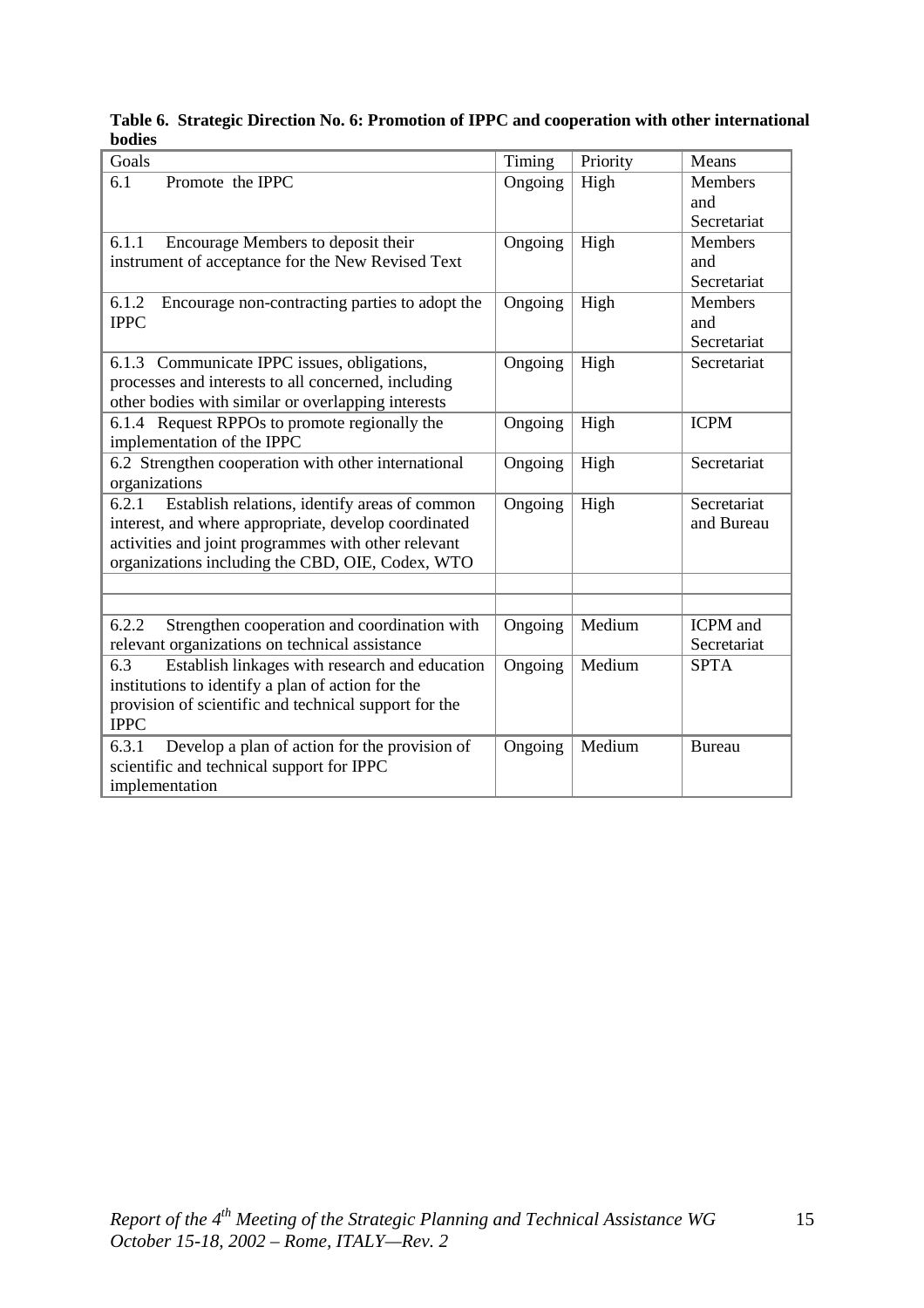**Table 6. Strategic Direction No. 6: Promotion of IPPC and cooperation with other international bodies**

| Goals | Timing | Priority | Means |
|---|---|---|---|
| 6.1 Promote the IPPC | Ongoing | High | Members and Secretariat |
| 6.1.1 Encourage Members to deposit their instrument of acceptance for the New Revised Text | Ongoing | High | Members and Secretariat |
| 6.1.2 Encourage non-contracting parties to adopt the IPPC | Ongoing | High | Members and Secretariat |
| 6.1.3 Communicate IPPC issues, obligations, processes and interests to all concerned, including other bodies with similar or overlapping interests | Ongoing | High | Secretariat |
| 6.1.4 Request RPPOs to promote regionally the implementation of the IPPC | Ongoing | High | ICPM |
| 6.2 Strengthen cooperation with other international organizations | Ongoing | High | Secretariat |
| 6.2.1 Establish relations, identify areas of common interest, and where appropriate, develop coordinated activities and joint programmes with other relevant organizations including the CBD, OIE, Codex, WTO | Ongoing | High | Secretariat and Bureau |
| | | | |
| | | | |
| 6.2.2 Strengthen cooperation and coordination with relevant organizations on technical assistance | Ongoing | Medium | ICPM and Secretariat |
| 6.3 Establish linkages with research and education institutions to identify a plan of action for the provision of scientific and technical support for the IPPC | Ongoing | Medium | SPTA |
| 6.3.1 Develop a plan of action for the provision of scientific and technical support for IPPC implementation | Ongoing | Medium | Bureau |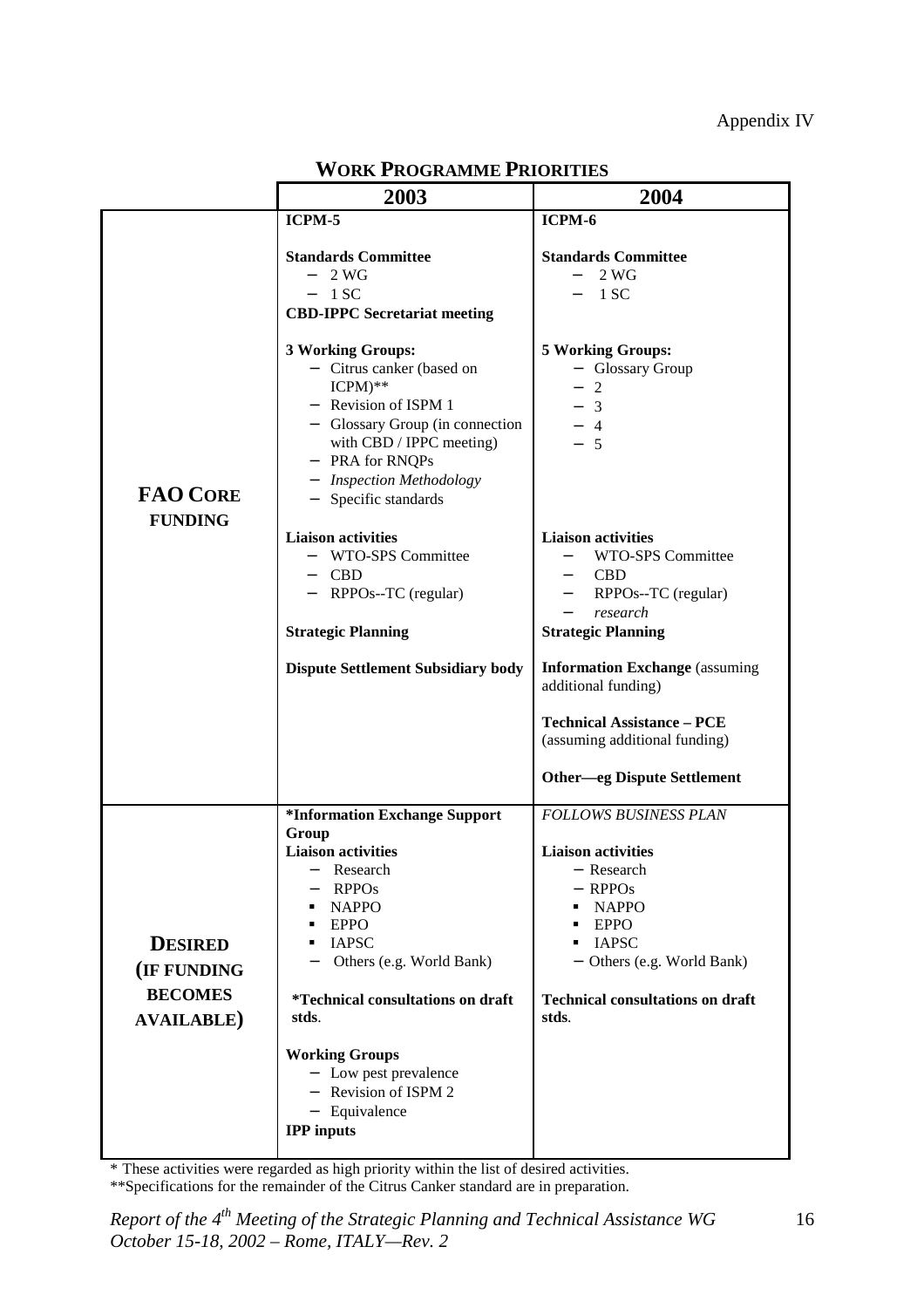Appendix IV

## WORK PROGRAMME PRIORITIES

| | 2003 | 2004 |
|---|---|---|
| **FAO CORE FUNDING** | **ICPM-5**<br><br>**Standards Committee**<br>– 2 WG<br>– 1 SC<br>**CBD-IPPC Secretariat meeting**<br><br>**3 Working Groups:**<br>– Citrus canker (based on ICPM)**<br>– Revision of ISPM 1<br>– Glossary Group (in connection with CBD / IPPC meeting)<br>– PRA for RNQPs<br>– *Inspection Methodology*<br>– Specific standards<br><br>**Liaison activities**<br>– WTO-SPS Committee<br>– CBD<br>– RPPOs--TC (regular)<br><br>**Strategic Planning**<br><br>**Dispute Settlement Subsidiary body** | **ICPM-6**<br><br>**Standards Committee**<br>– 2 WG<br>– 1 SC<br><br>**5 Working Groups:**<br>– Glossary Group<br>– 2<br>– 3<br>– 4<br>– 5<br><br>**Liaison activities**<br>– WTO-SPS Committee<br>– CBD<br>– RPPOs--TC (regular)<br>– *research*<br>**Strategic Planning**<br><br>**Information Exchange** (assuming additional funding)<br><br>**Technical Assistance – PCE** (assuming additional funding)<br><br>**Other—eg Dispute Settlement** |
| **DESIRED (IF FUNDING BECOMES AVAILABLE)** | ***Information Exchange Support Group**<br>**Liaison activities**<br>– Research<br>– RPPOs<br>▪ NAPPO<br>▪ EPPO<br>▪ IAPSC<br>– Others (e.g. World Bank)<br><br>***Technical consultations on draft stds**.<br><br>**Working Groups**<br>– Low pest prevalence<br>– Revision of ISPM 2<br>– Equivalence<br>**IPP inputs** | *FOLLOWS BUSINESS PLAN*<br><br>**Liaison activities**<br>– Research<br>– RPPOs<br>▪ NAPPO<br>▪ EPPO<br>▪ IAPSC<br>– Others (e.g. World Bank)<br><br>**Technical consultations on draft stds**. |

* These activities were regarded as high priority within the list of desired activities.

**Specifications for the remainder of the Citrus Canker standard are in preparation.